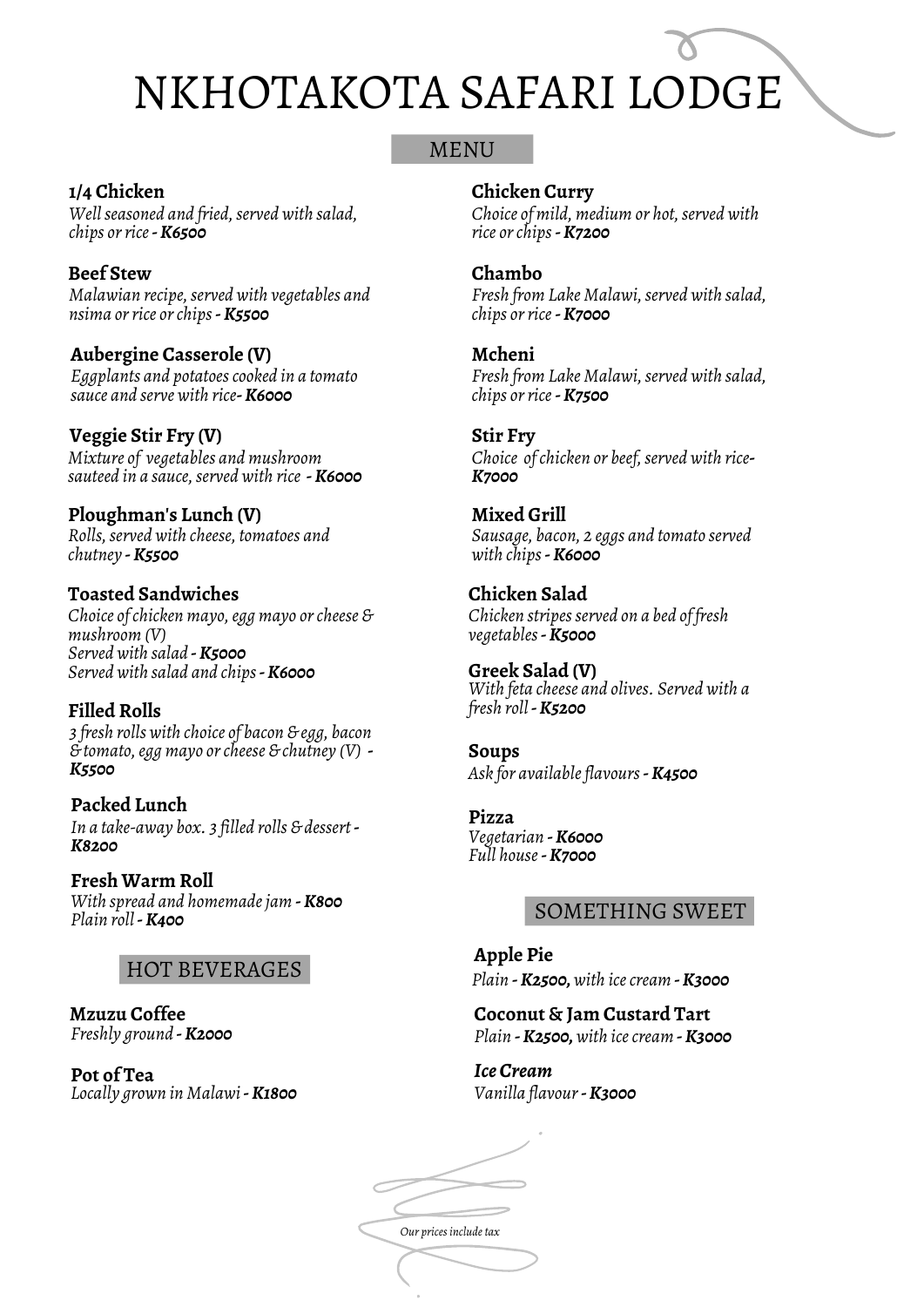# NKHOTAKOTA SAFARI LODGE

## MENU

**1/4 Chicken**
*Well seasoned and fried, served with salad, chips or rice - **K6500***

**Beef Stew**
*Malawian recipe, served with vegetables and nsima or rice or chips - **K5500***

**Aubergine Casserole (V)**
*Eggplants and potatoes cooked in a tomato sauce and serve with rice- **K6000***

**Veggie Stir Fry (V)**
*Mixture of vegetables and mushroom sauteed in a sauce, served with rice - **K6000***

**Ploughman's Lunch (V)**
*Rolls, served with cheese, tomatoes and chutney - **K5500***

**Toasted Sandwiches**
*Choice of chicken mayo, egg mayo or cheese & mushroom (V)*
*Served with salad - **K5000***
*Served with salad and chips - **K6000***

**Filled Rolls**
*3 fresh rolls with choice of bacon & egg, bacon & tomato, egg mayo or cheese & chutney (V) - **K5500***

**Packed Lunch**
*In a take-away box. 3 filled rolls & dessert - **K8200***

**Fresh Warm Roll**
*With spread and homemade jam - **K800***
*Plain roll - **K400***

**Chicken Curry**
*Choice of mild, medium or hot, served with rice or chips - **K7200***

**Chambo**
*Fresh from Lake Malawi, served with salad, chips or rice - **K7000***

**Mcheni**
*Fresh from Lake Malawi, served with salad, chips or rice - **K7500***

**Stir Fry**
*Choice of chicken or beef, served with rice- **K7000***

**Mixed Grill**
*Sausage, bacon, 2 eggs and tomato served with chips - **K6000***

**Chicken Salad**
*Chicken stripes served on a bed of fresh vegetables - **K5000***

**Greek Salad (V)**
*With feta cheese and olives. Served with a fresh roll - **K5200***

**Soups**
*Ask for available flavours - **K4500***

**Pizza**
*Vegetarian - **K6000***
*Full house - **K7000***

## HOT BEVERAGES

**Mzuzu Coffee**
*Freshly ground - **K2000***

**Pot of Tea**
*Locally grown in Malawi - **K1800***

## SOMETHING SWEET

**Apple Pie**
*Plain - **K2500,** with ice cream - **K3000***

**Coconut & Jam Custard Tart**
*Plain - **K2500,** with ice cream - **K3000***

***Ice Cream***
*Vanilla flavour - **K3000***

*Our prices include tax*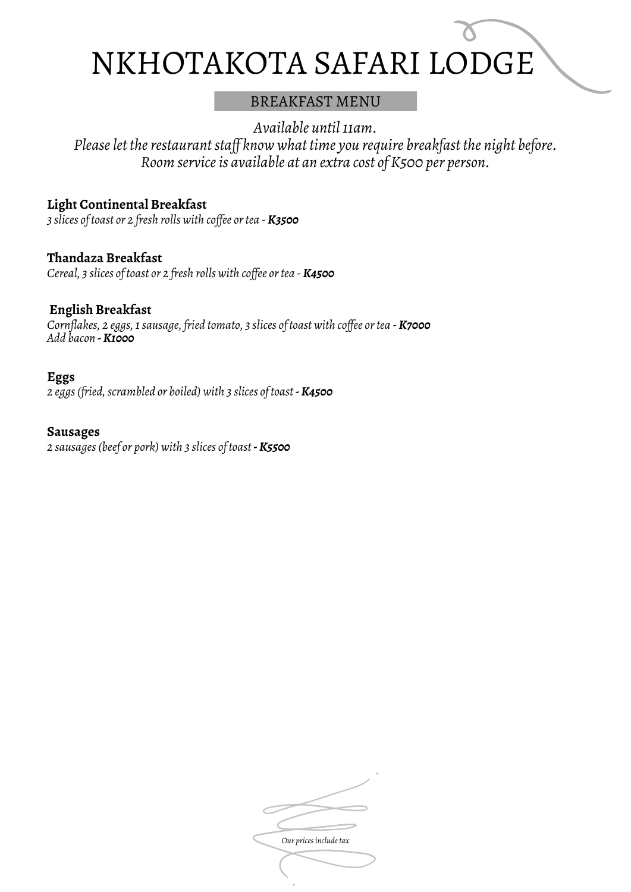# NKHOTAKOTA SAFARI LODGE

## BREAKFAST MENU

*Available until 11am.*
*Please let the restaurant staff know what time you require breakfast the night before.*
*Room service is available at an extra cost of K500 per person.*

**Light Continental Breakfast**
*3 slices of toast or 2 fresh rolls with coffee or tea - **K3500***

**Thandaza Breakfast**
*Cereal, 3 slices of toast or 2 fresh rolls with coffee or tea - **K4500***

**English Breakfast**
*Cornflakes, 2 eggs, 1 sausage, fried tomato, 3 slices of toast with coffee or tea - **K7000***
*Add bacon **- K1000***

**Eggs**
*2 eggs (fried, scrambled or boiled) with 3 slices of toast **- K4500***

**Sausages**
*2 sausages (beef or pork) with 3 slices of toast **- K5500***

*Our prices include tax*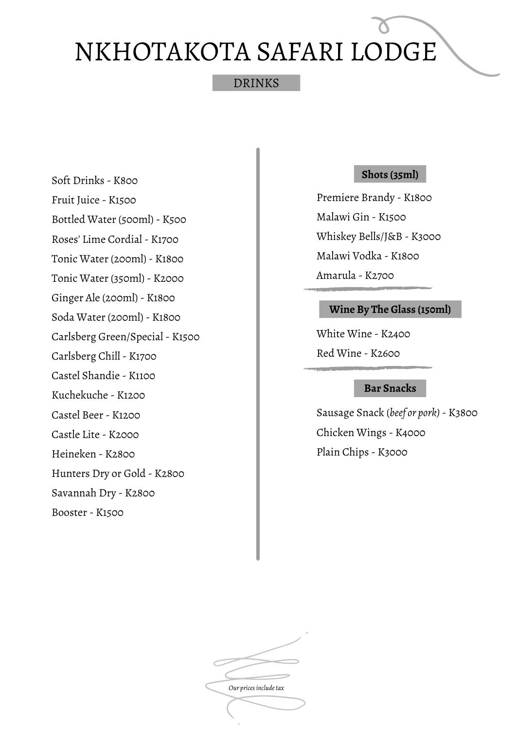# NKHOTAKOTA SAFARI LODGE

## DRINKS

Soft Drinks - K800

Fruit Juice - K1500

Bottled Water (500ml) - K500

Roses' Lime Cordial - K1700

Tonic Water (200ml) - K1800

Tonic Water (350ml) - K2000

Ginger Ale (200ml) - K1800

Soda Water (200ml) - K1800

Carlsberg Green/Special - K1500

Carlsberg Chill - K1700

Castel Shandie - K1100

Kuchekuche - K1200

Castel Beer - K1200

Castle Lite - K2000

Heineken - K2800

Hunters Dry or Gold - K2800

Savannah Dry - K2800

Booster - K1500

### Shots (35ml)

Premiere Brandy - K1800

Malawi Gin - K1500

Whiskey Bells/J&B - K3000

Malawi Vodka - K1800

Amarula - K2700

### Wine By The Glass (150ml)

White Wine - K2400

Red Wine - K2600

### Bar Snacks

Sausage Snack *(beef or pork)* - K3800

Chicken Wings - K4000

Plain Chips - K3000

*Our prices include tax*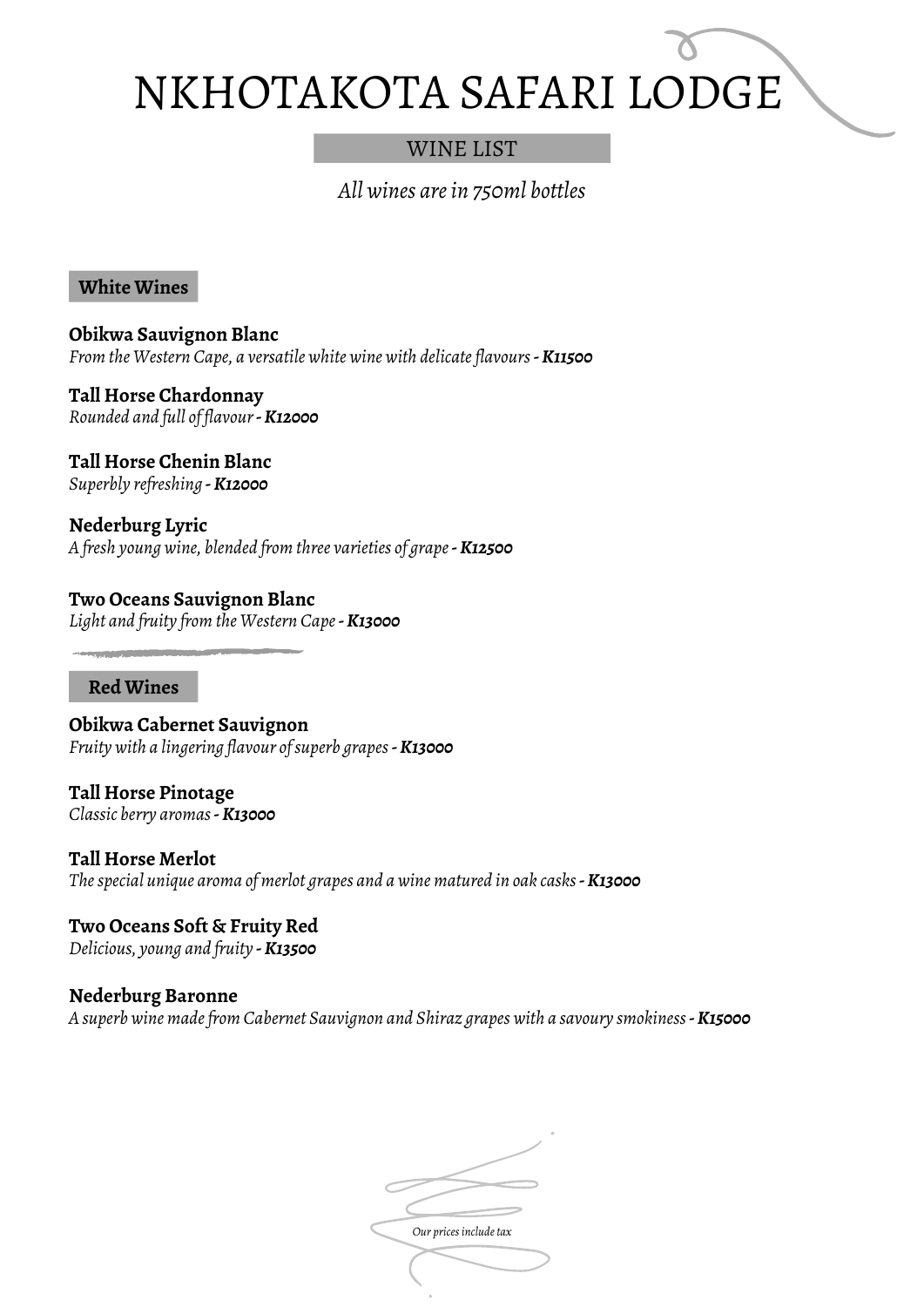# NKHOTAKOTA SAFARI LODGE

## WINE LIST

*All wines are in 750ml bottles*

### White Wines

**Obikwa Sauvignon Blanc**
*From the Western Cape, a versatile white wine with delicate flavours* ***- K11500***

**Tall Horse Chardonnay**
*Rounded and full of flavour* ***- K12000***

**Tall Horse Chenin Blanc**
*Superbly refreshing* ***- K12000***

**Nederburg Lyric**
*A fresh young wine, blended from three varieties of grape* ***- K12500***

**Two Oceans Sauvignon Blanc**
*Light and fruity from the Western Cape* ***- K13000***

### Red Wines

**Obikwa Cabernet Sauvignon**
*Fruity with a lingering flavour of superb grapes* ***- K13000***

**Tall Horse Pinotage**
*Classic berry aromas* ***- K13000***

**Tall Horse Merlot**
*The special unique aroma of merlot grapes and a wine matured in oak casks* ***- K13000***

**Two Oceans Soft & Fruity Red**
*Delicious, young and fruity* ***- K13500***

**Nederburg Baronne**
*A superb wine made from Cabernet Sauvignon and Shiraz grapes with a savoury smokiness* ***- K15000***

*Our prices include tax*